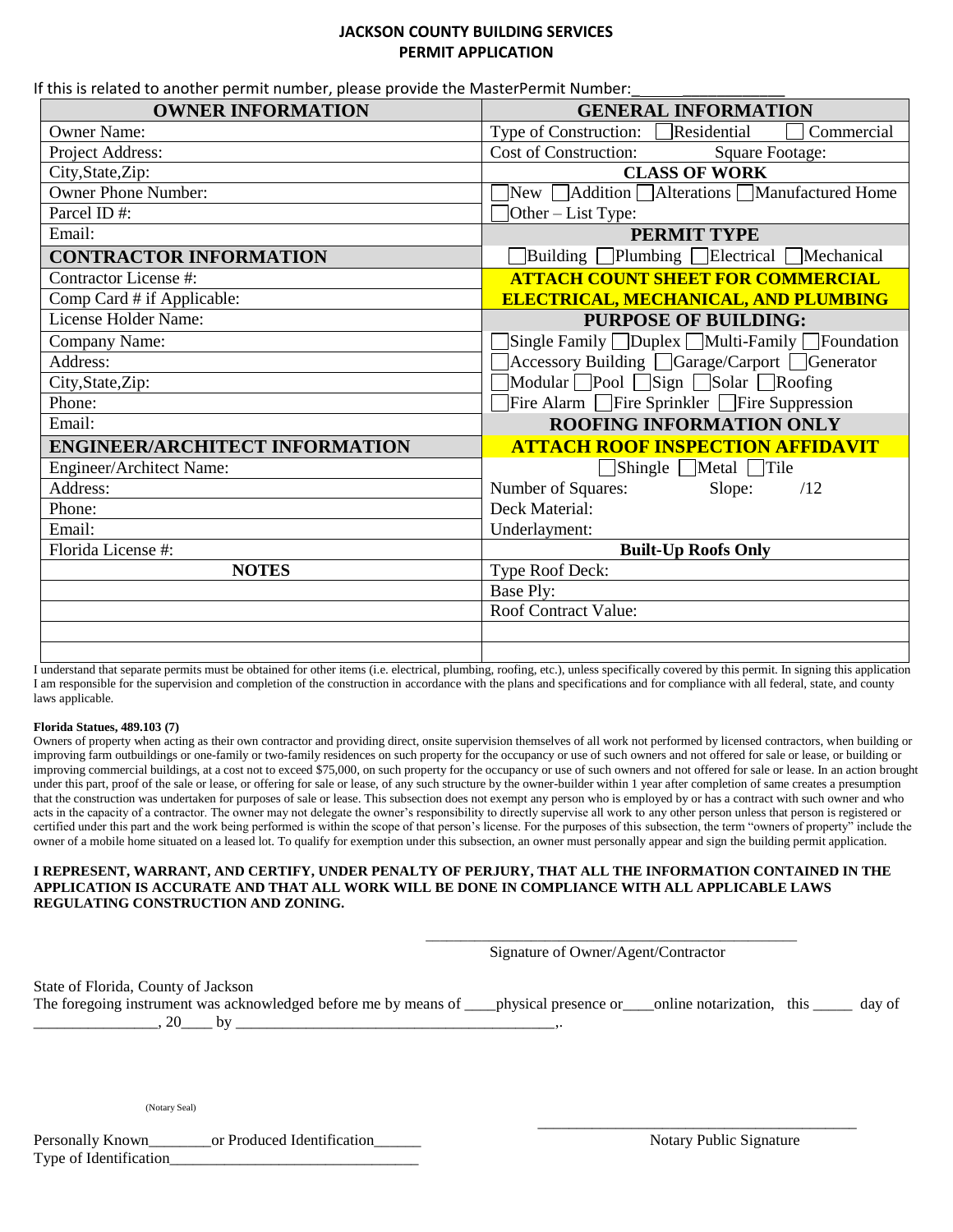# JACKSON COUNTY BUILDING SERVICES
## PERMIT APPLICATION

If this is related to another permit number, please provide the MasterPermit Number:_______________

| OWNER INFORMATION | GENERAL INFORMATION |
|---|---|
| Owner Name: | Type of Construction: ☐ Residential ☐ Commercial |
| Project Address: | Cost of Construction: Square Footage: |
| City,State,Zip: | **CLASS OF WORK** |
| Owner Phone Number: | ☐ New ☐ Addition ☐ Alterations ☐ Manufactured Home |
| Parcel ID #: | ☐ Other – List Type: |
| Email: | **PERMIT TYPE** |
| **CONTRACTOR INFORMATION** | ☐ Building ☐ Plumbing ☐ Electrical ☐ Mechanical |
| Contractor License #: | **ATTACH COUNT SHEET FOR COMMERCIAL** |
| Comp Card # if Applicable: | **ELECTRICAL, MECHANICAL, AND PLUMBING** |
| License Holder Name: | **PURPOSE OF BUILDING:** |
| Company Name: | ☐ Single Family ☐ Duplex ☐ Multi-Family ☐ Foundation |
| Address: | ☐ Accessory Building ☐ Garage/Carport ☐ Generator |
| City,State,Zip: | ☐ Modular ☐ Pool ☐ Sign ☐ Solar ☐ Roofing |
| Phone: | ☐ Fire Alarm ☐ Fire Sprinkler ☐ Fire Suppression |
| Email: | **ROOFING INFORMATION ONLY** |
| **ENGINEER/ARCHITECT INFORMATION** | **ATTACH ROOF INSPECTION AFFIDAVIT** |
| Engineer/Architect Name: | ☐ Shingle ☐ Metal ☐ Tile |
| Address: | Number of Squares: Slope: /12 |
| Phone: | Deck Material: |
| Email: | Underlayment: |
| Florida License #: | **Built-Up Roofs Only** |
| **NOTES** | Type Roof Deck: |
| | Base Ply: |
| | Roof Contract Value: |
| | |
| | |

I understand that separate permits must be obtained for other items (i.e. electrical, plumbing, roofing, etc.), unless specifically covered by this permit. In signing this application I am responsible for the supervision and completion of the construction in accordance with the plans and specifications and for compliance with all federal, state, and county laws applicable.

**Florida Statues, 489.103 (7)**

Owners of property when acting as their own contractor and providing direct, onsite supervision themselves of all work not performed by licensed contractors, when building or improving farm outbuildings or one-family or two-family residences on such property for the occupancy or use of such owners and not offered for sale or lease, or building or improving commercial buildings, at a cost not to exceed $75,000, on such property for the occupancy or use of such owners and not offered for sale or lease. In an action brought under this part, proof of the sale or lease, or offering for sale or lease, of any such structure by the owner-builder within 1 year after completion of same creates a presumption that the construction was undertaken for purposes of sale or lease. This subsection does not exempt any person who is employed by or has a contract with such owner and who acts in the capacity of a contractor. The owner may not delegate the owner's responsibility to directly supervise all work to any other person unless that person is registered or certified under this part and the work being performed is within the scope of that person's license. For the purposes of this subsection, the term "owners of property" include the owner of a mobile home situated on a leased lot. To qualify for exemption under this subsection, an owner must personally appear and sign the building permit application.

**I REPRESENT, WARRANT, AND CERTIFY, UNDER PENALTY OF PERJURY, THAT ALL THE INFORMATION CONTAINED IN THE APPLICATION IS ACCURATE AND THAT ALL WORK WILL BE DONE IN COMPLIANCE WITH ALL APPLICABLE LAWS REGULATING CONSTRUCTION AND ZONING.**

_______________________________________________
Signature of Owner/Agent/Contractor

State of Florida, County of Jackson
The foregoing instrument was acknowledged before me by means of ____physical presence or____online notarization, this _____ day of ________________, 20____ by _________________________________________,.

(Notary Seal)

Personally Known________or Produced Identification______
Type of Identification________________________________

_______________________________________________
Notary Public Signature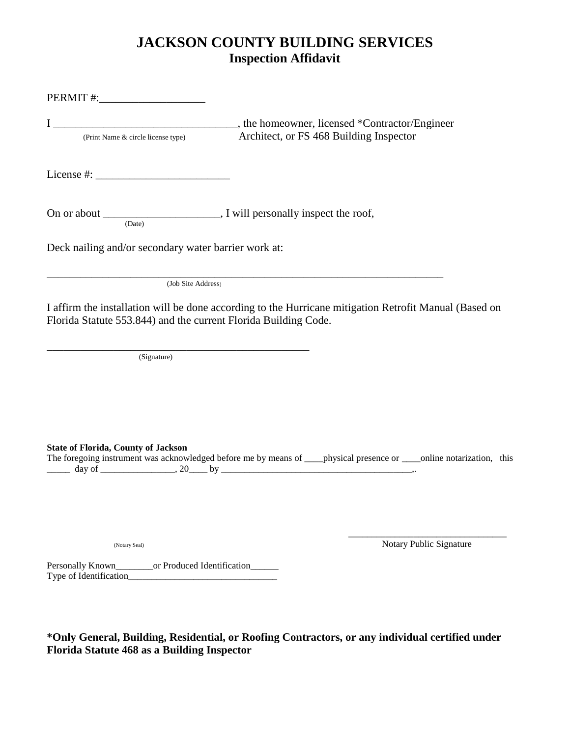# JACKSON COUNTY BUILDING SERVICES
## Inspection Affidavit

PERMIT #:___________________

I _________________________________, the homeowner, licensed *Contractor/Engineer Architect, or FS 468 Building Inspector
(Print Name & circle license type)

License #: ________________________

On or about _____________________, I will personally inspect the roof,
(Date)

Deck nailing and/or secondary water barrier work at:

_________________________________________________________________________
(Job Site Address)

I affirm the installation will be done according to the Hurricane mitigation Retrofit Manual (Based on Florida Statute 553.844) and the current Florida Building Code.

________________________________________________
(Signature)

**State of Florida, County of Jackson**
The foregoing instrument was acknowledged before me by means of ____physical presence or ____online notarization, this _____ day of ________________, 20____ by __________________________________________,.

(Notary Seal)

_________________________________
Notary Public Signature

Personally Known________or Produced Identification______
Type of Identification________________________________

**\*Only General, Building, Residential, or Roofing Contractors, or any individual certified under Florida Statute 468 as a Building Inspector**